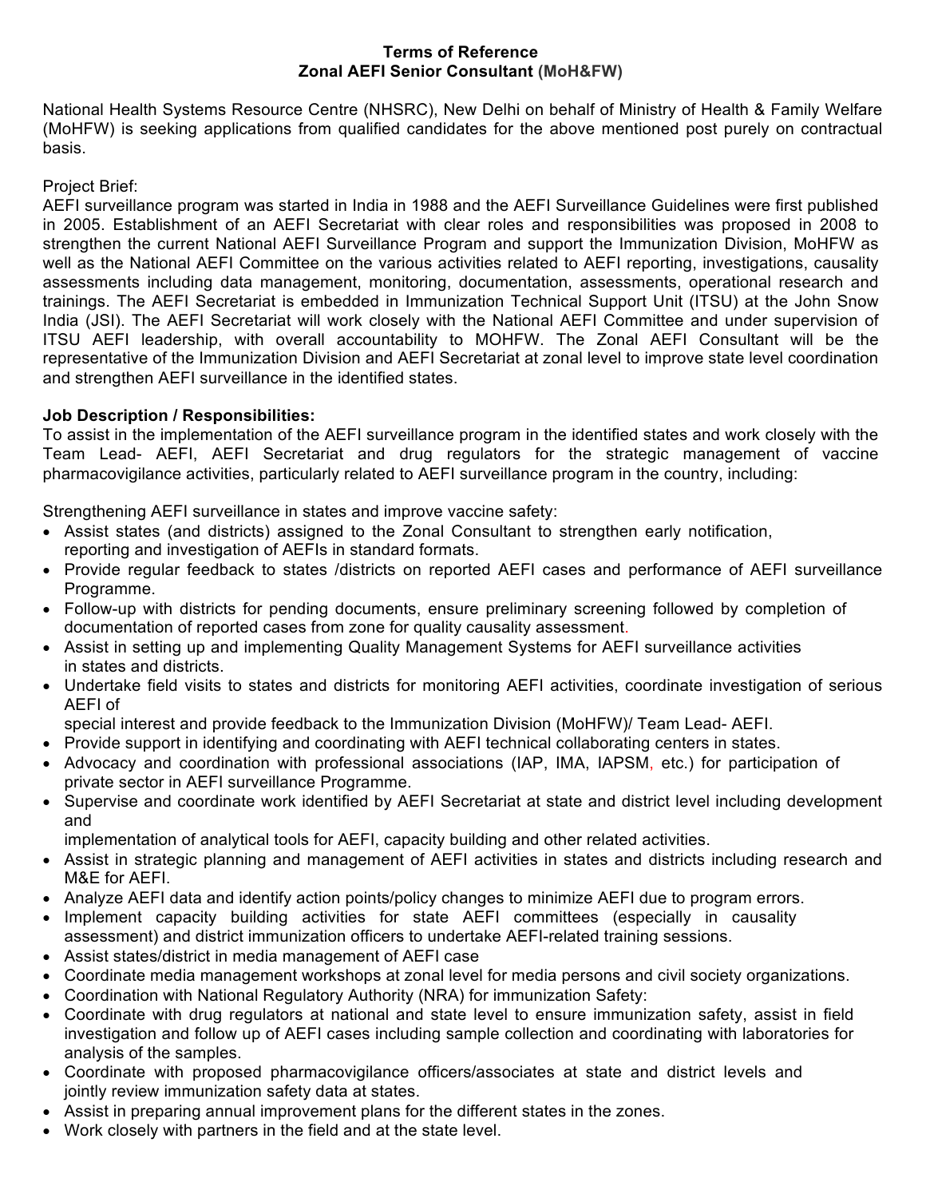**Terms of Reference**
**Zonal AEFI Senior Consultant (MoH&FW)**

National Health Systems Resource Centre (NHSRC), New Delhi on behalf of Ministry of Health & Family Welfare (MoHFW) is seeking applications from qualified candidates for the above mentioned post purely on contractual basis.

Project Brief:
AEFI surveillance program was started in India in 1988 and the AEFI Surveillance Guidelines were first published in 2005. Establishment of an AEFI Secretariat with clear roles and responsibilities was proposed in 2008 to strengthen the current National AEFI Surveillance Program and support the Immunization Division, MoHFW as well as the National AEFI Committee on the various activities related to AEFI reporting, investigations, causality assessments including data management, monitoring, documentation, assessments, operational research and trainings. The AEFI Secretariat is embedded in Immunization Technical Support Unit (ITSU) at the John Snow India (JSI). The AEFI Secretariat will work closely with the National AEFI Committee and under supervision of ITSU AEFI leadership, with overall accountability to MOHFW. The Zonal AEFI Consultant will be the representative of the Immunization Division and AEFI Secretariat at zonal level to improve state level coordination and strengthen AEFI surveillance in the identified states.

**Job Description / Responsibilities:**
To assist in the implementation of the AEFI surveillance program in the identified states and work closely with the Team Lead- AEFI, AEFI Secretariat and drug regulators for the strategic management of vaccine pharmacovigilance activities, particularly related to AEFI surveillance program in the country, including:

Strengthening AEFI surveillance in states and improve vaccine safety:

- Assist states (and districts) assigned to the Zonal Consultant to strengthen early notification, reporting and investigation of AEFIs in standard formats.
- Provide regular feedback to states /districts on reported AEFI cases and performance of AEFI surveillance Programme.
- Follow-up with districts for pending documents, ensure preliminary screening followed by completion of documentation of reported cases from zone for quality causality assessment.
- Assist in setting up and implementing Quality Management Systems for AEFI surveillance activities in states and districts.
- Undertake field visits to states and districts for monitoring AEFI activities, coordinate investigation of serious AEFI of special interest and provide feedback to the Immunization Division (MoHFW)/ Team Lead- AEFI.
- Provide support in identifying and coordinating with AEFI technical collaborating centers in states.
- Advocacy and coordination with professional associations (IAP, IMA, IAPSM, etc.) for participation of private sector in AEFI surveillance Programme.
- Supervise and coordinate work identified by AEFI Secretariat at state and district level including development and implementation of analytical tools for AEFI, capacity building and other related activities.
- Assist in strategic planning and management of AEFI activities in states and districts including research and M&E for AEFI.
- Analyze AEFI data and identify action points/policy changes to minimize AEFI due to program errors.
- Implement capacity building activities for state AEFI committees (especially in causality assessment) and district immunization officers to undertake AEFI-related training sessions.
- Assist states/district in media management of AEFI case
- Coordinate media management workshops at zonal level for media persons and civil society organizations.
- Coordination with National Regulatory Authority (NRA) for immunization Safety:
- Coordinate with drug regulators at national and state level to ensure immunization safety, assist in field investigation and follow up of AEFI cases including sample collection and coordinating with laboratories for analysis of the samples.
- Coordinate with proposed pharmacovigilance officers/associates at state and district levels and jointly review immunization safety data at states.
- Assist in preparing annual improvement plans for the different states in the zones.
- Work closely with partners in the field and at the state level.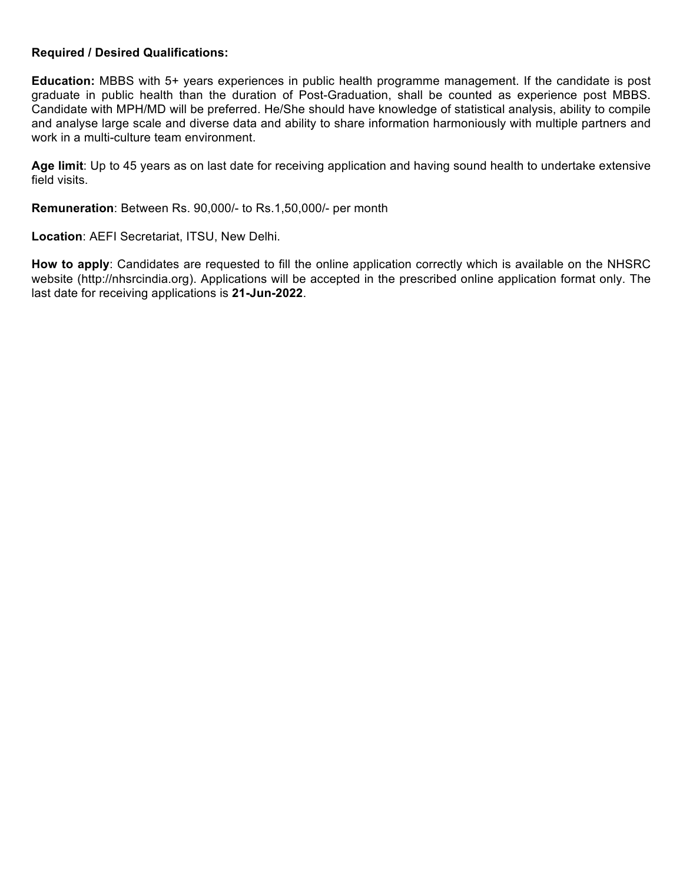**Required / Desired Qualifications:**

**Education:** MBBS with 5+ years experiences in public health programme management. If the candidate is post graduate in public health than the duration of Post-Graduation, shall be counted as experience post MBBS. Candidate with MPH/MD will be preferred. He/She should have knowledge of statistical analysis, ability to compile and analyse large scale and diverse data and ability to share information harmoniously with multiple partners and work in a multi-culture team environment.

**Age limit**: Up to 45 years as on last date for receiving application and having sound health to undertake extensive field visits.

**Remuneration**: Between Rs. 90,000/- to Rs.1,50,000/- per month

**Location**: AEFI Secretariat, ITSU, New Delhi.

**How to apply**: Candidates are requested to fill the online application correctly which is available on the NHSRC website (http://nhsrcindia.org). Applications will be accepted in the prescribed online application format only. The last date for receiving applications is **21-Jun-2022**.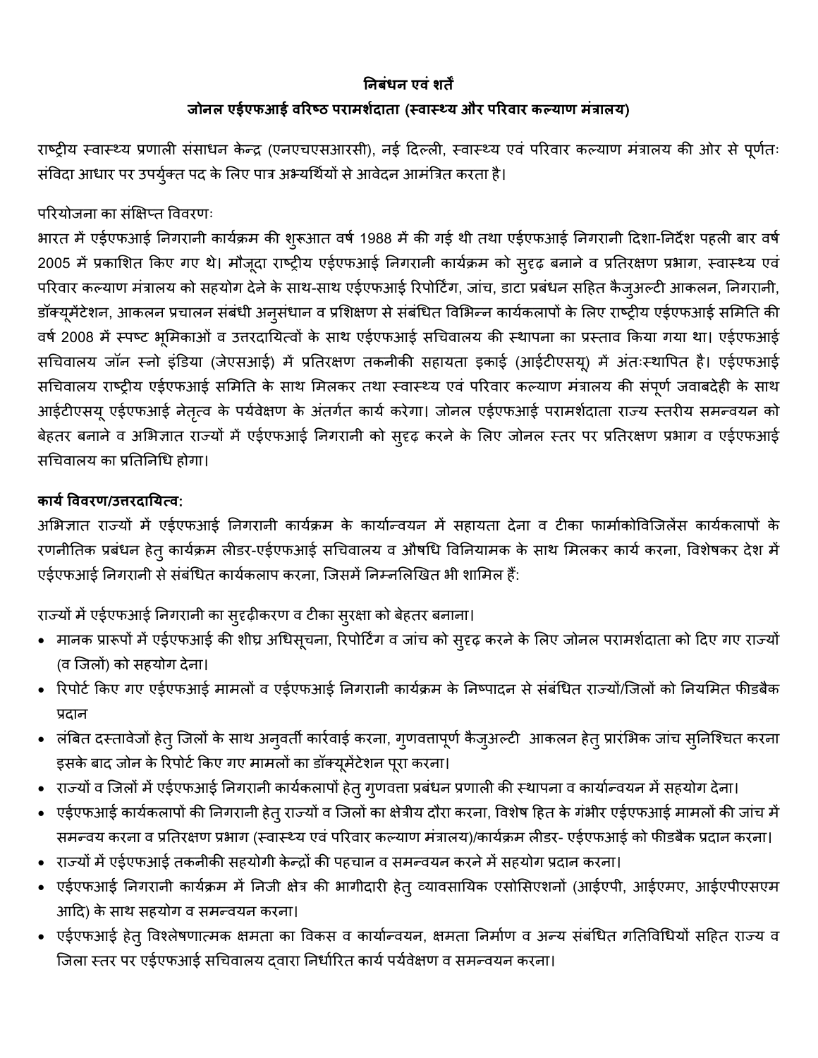**निबंधन एवं शर्तें**

**जोनल एईएफआई वरिष्ठ परामर्शदाता (स्वास्थ्य और परिवार कल्याण मंत्रालय)**

राष्ट्रीय स्वास्थ्य प्रणाली संसाधन केन्द्र (एनएचएसआरसी), नई दिल्ली, स्वास्थ्य एवं परिवार कल्याण मंत्रालय की ओर से पूर्णतः संविदा आधार पर उपर्युक्त पद के लिए पात्र अभ्यर्थियों से आवेदन आमंत्रित करता है।

परियोजना का संक्षिप्त विवरणः

भारत में एईएफआई निगरानी कार्यक्रम की शुरूआत वर्ष 1988 में की गई थी तथा एईएफआई निगरानी दिशा-निर्देश पहली बार वर्ष 2005 में प्रकाशित किए गए थे। मौजूदा राष्ट्रीय एईएफआई निगरानी कार्यक्रम को सुदृढ़ बनाने व प्रतिरक्षण प्रभाग, स्वास्थ्य एवं परिवार कल्याण मंत्रालय को सहयोग देने के साथ-साथ एईएफआई रिपोर्टिंग, जांच, डाटा प्रबंधन सहित कैजुअल्टी आकलन, निगरानी, डॉक्यूमेंटेशन, आकलन प्रचालन संबंधी अनुसंधान व प्रशिक्षण से संबंधित विभिन्न कार्यकलापों के लिए राष्ट्रीय एईएफआई समिति की वर्ष 2008 में स्पष्ट भूमिकाओं व उत्तरदायित्वों के साथ एईएफआई सचिवालय की स्थापना का प्रस्ताव किया गया था। एईएफआई सचिवालय जॉन स्नो इंडिया (जेएसआई) में प्रतिरक्षण तकनीकी सहायता इकाई (आईटीएसयू) में अंतःस्थापित है। एईएफआई सचिवालय राष्ट्रीय एईएफआई समिति के साथ मिलकर तथा स्वास्थ्य एवं परिवार कल्याण मंत्रालय की संपूर्ण जवाबदेही के साथ आईटीएसयू एईएफआई नेतृत्व के पर्यवेक्षण के अंतर्गत कार्य करेगा। जोनल एईएफआई परामर्शदाता राज्य स्तरीय समन्वयन को बेहतर बनाने व अभिज्ञात राज्यों में एईएफआई निगरानी को सुदृढ़ करने के लिए जोनल स्तर पर प्रतिरक्षण प्रभाग व एईएफआई सचिवालय का प्रतिनिधि होगा।

**कार्य विवरण/उत्तरदायित्व:**

अभिज्ञात राज्यों में एईएफआई निगरानी कार्यक्रम के कार्यान्वयन में सहायता देना व टीका फार्माकोविजिलेंस कार्यकलापों के रणनीतिक प्रबंधन हेतु कार्यक्रम लीडर-एईएफआई सचिवालय व औषधि विनियामक के साथ मिलकर कार्य करना, विशेषकर देश में एईएफआई निगरानी से संबंधित कार्यकलाप करना, जिसमें निम्नलिखित भी शामिल हैं:

राज्यों में एईएफआई निगरानी का सुदृढ़ीकरण व टीका सुरक्षा को बेहतर बनाना।

- मानक प्रारूपों में एईएफआई की शीघ्र अधिसूचना, रिपोर्टिंग व जांच को सुदृढ़ करने के लिए जोनल परामर्शदाता को दिए गए राज्यों (व जिलों) को सहयोग देना।
- रिपोर्ट किए गए एईएफआई मामलों व एईएफआई निगरानी कार्यक्रम के निष्पादन से संबंधित राज्यों/जिलों को नियमित फीडबैक प्रदान
- लंबित दस्तावेजों हेतु जिलों के साथ अनुवर्ती कार्रवाई करना, गुणवत्तापूर्ण कैजुअल्टी आकलन हेतु प्रारंभिक जांच सुनिश्चित करना इसके बाद जोन के रिपोर्ट किए गए मामलों का डॉक्यूमेंटेशन पूरा करना।
- राज्यों व जिलों में एईएफआई निगरानी कार्यकलापों हेतु गुणवत्ता प्रबंधन प्रणाली की स्थापना व कार्यान्वयन में सहयोग देना।
- एईएफआई कार्यकलापों की निगरानी हेतु राज्यों व जिलों का क्षेत्रीय दौरा करना, विशेष हित के गंभीर एईएफआई मामलों की जांच में समन्वय करना व प्रतिरक्षण प्रभाग (स्वास्थ्य एवं परिवार कल्याण मंत्रालय)/कार्यक्रम लीडर- एईएफआई को फीडबैक प्रदान करना।
- राज्यों में एईएफआई तकनीकी सहयोगी केन्द्रों की पहचान व समन्वयन करने में सहयोग प्रदान करना।
- एईएफआई निगरानी कार्यक्रम में निजी क्षेत्र की भागीदारी हेतु व्यावसायिक एसोसिएशनों (आईएपी, आईएमए, आईएपीएसएम आदि) के साथ सहयोग व समन्वयन करना।
- एईएफआई हेतु विश्लेषणात्मक क्षमता का विकस व कार्यान्वयन, क्षमता निर्माण व अन्य संबंधित गतिविधियों सहित राज्य व जिला स्तर पर एईएफआई सचिवालय द्वारा निर्धारित कार्य पर्यवेक्षण व समन्वयन करना।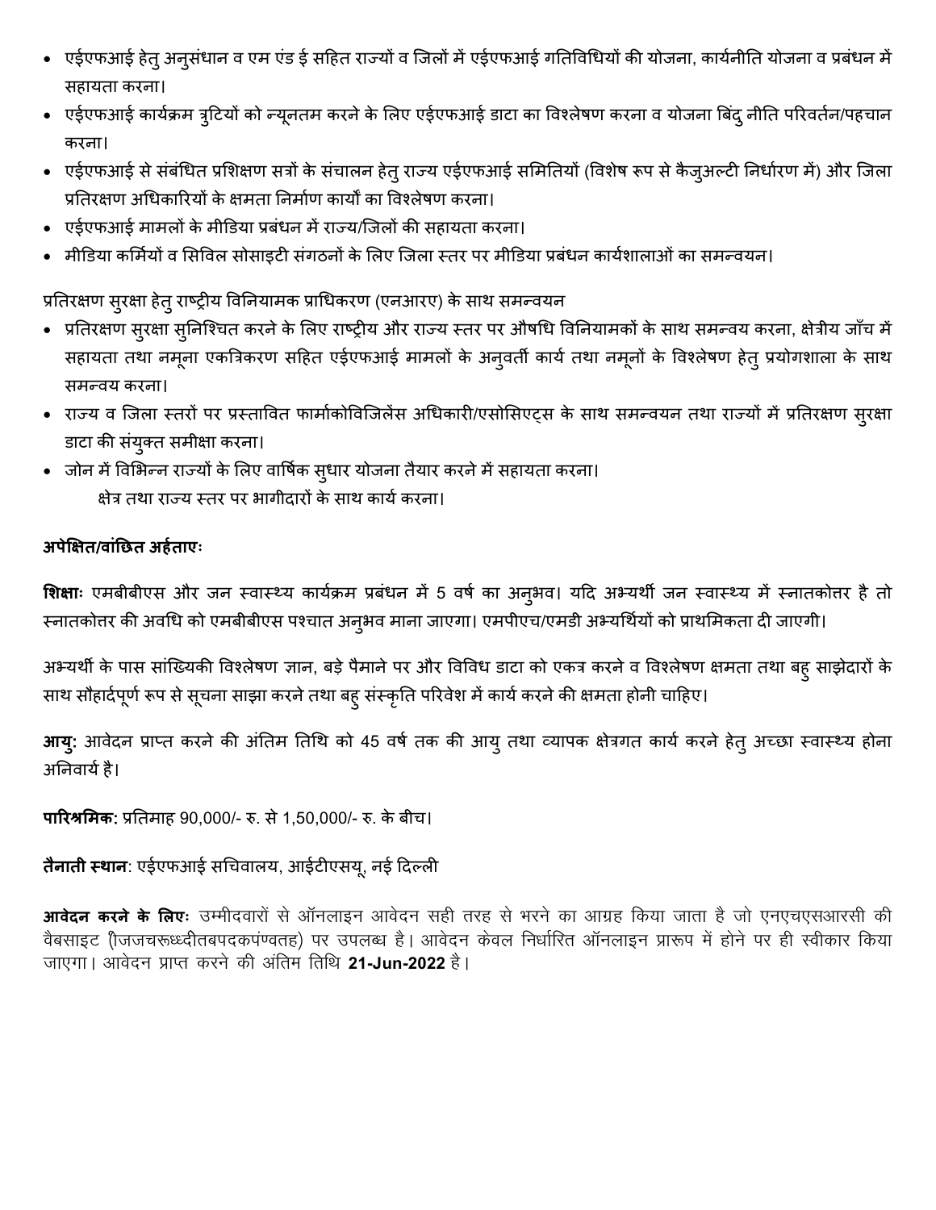- एईएफआई हेतु अनुसंधान व एम एंड ई सहित राज्यों व जिलों में एईएफआई गतिविधियों की योजना, कार्यनीति योजना व प्रबंधन में सहायता करना।
- एईएफआई कार्यक्रम त्रुटियों को न्यूनतम करने के लिए एईएफआई डाटा का विश्लेषण करना व योजना बिंदु नीति परिवर्तन/पहचान करना।
- एईएफआई से संबंधित प्रशिक्षण सत्रों के संचालन हेतु राज्य एईएफआई समितियों (विशेष रूप से कैजुअल्टी निर्धारण में) और जिला प्रतिरक्षण अधिकारियों के क्षमता निर्माण कार्यों का विश्लेषण करना।
- एईएफआई मामलों के मीडिया प्रबंधन में राज्य/जिलों की सहायता करना।
- मीडिया कर्मियों व सिविल सोसाइटी संगठनों के लिए जिला स्तर पर मीडिया प्रबंधन कार्यशालाओं का समन्वयन।

प्रतिरक्षण सुरक्षा हेतु राष्ट्रीय विनियामक प्राधिकरण (एनआरए) के साथ समन्वयन

- प्रतिरक्षण सुरक्षा सुनिश्चित करने के लिए राष्ट्रीय और राज्य स्तर पर औषधि विनियामकों के साथ समन्वय करना, क्षेत्रीय जाँच में सहायता तथा नमूना एकत्रिकरण सहित एईएफआई मामलों के अनुवर्ती कार्य तथा नमूनों के विश्लेषण हेतु प्रयोगशाला के साथ समन्वय करना।
- राज्य व जिला स्तरों पर प्रस्तावित फार्माकोविजिलेंस अधिकारी/एसोसिएट्स के साथ समन्वयन तथा राज्यों में प्रतिरक्षण सुरक्षा डाटा की संयुक्त समीक्षा करना।
- जोन में विभिन्न राज्यों के लिए वार्षिक सुधार योजना तैयार करने में सहायता करना।
  क्षेत्र तथा राज्य स्तर पर भागीदारों के साथ कार्य करना।

**अपेक्षित/वांछित अर्हताएः**

**शिक्षाः** एमबीबीएस और जन स्वास्थ्य कार्यक्रम प्रबंधन में 5 वर्ष का अनुभव। यदि अभ्यर्थी जन स्वास्थ्य में स्नातकोत्तर है तो स्नातकोत्तर की अवधि को एमबीबीएस पश्चात अनुभव माना जाएगा। एमपीएच/एमडी अभ्यर्थियों को प्राथमिकता दी जाएगी।

अभ्यर्थी के पास सांख्यिकी विश्लेषण ज्ञान, बड़े पैमाने पर और विविध डाटा को एकत्र करने व विश्लेषण क्षमता तथा बहु साझेदारों के साथ सौहार्दपूर्ण रूप से सूचना साझा करने तथा बहु संस्कृति परिवेश में कार्य करने की क्षमता होनी चाहिए।

**आयु:** आवेदन प्राप्त करने की अंतिम तिथि को 45 वर्ष तक की आयु तथा व्यापक क्षेत्रगत कार्य करने हेतु अच्छा स्वास्थ्य होना अनिवार्य है।

**पारिश्रमिक:** प्रतिमाह 90,000/- रु. से 1,50,000/- रु. के बीच।

**तैनाती स्थान**: एईएफआई सचिवालय, आईटीएसयू, नई दिल्ली

**आवेदन करने के लिएः** उम्मीदवारों से ऑनलाइन आवेदन सही तरह से भरने का आग्रह किया जाता है जो एनएचएसआरसी की वैबसाइट (ीजजचरूध्धदीतबपदकपंण्वतह) पर उपलब्ध है। आवेदन केवल निर्धारित ऑनलाइन प्रारूप में होने पर ही स्वीकार किया जाएगा। आवेदन प्राप्त करने की अंतिम तिथि **21-Jun-2022** है।